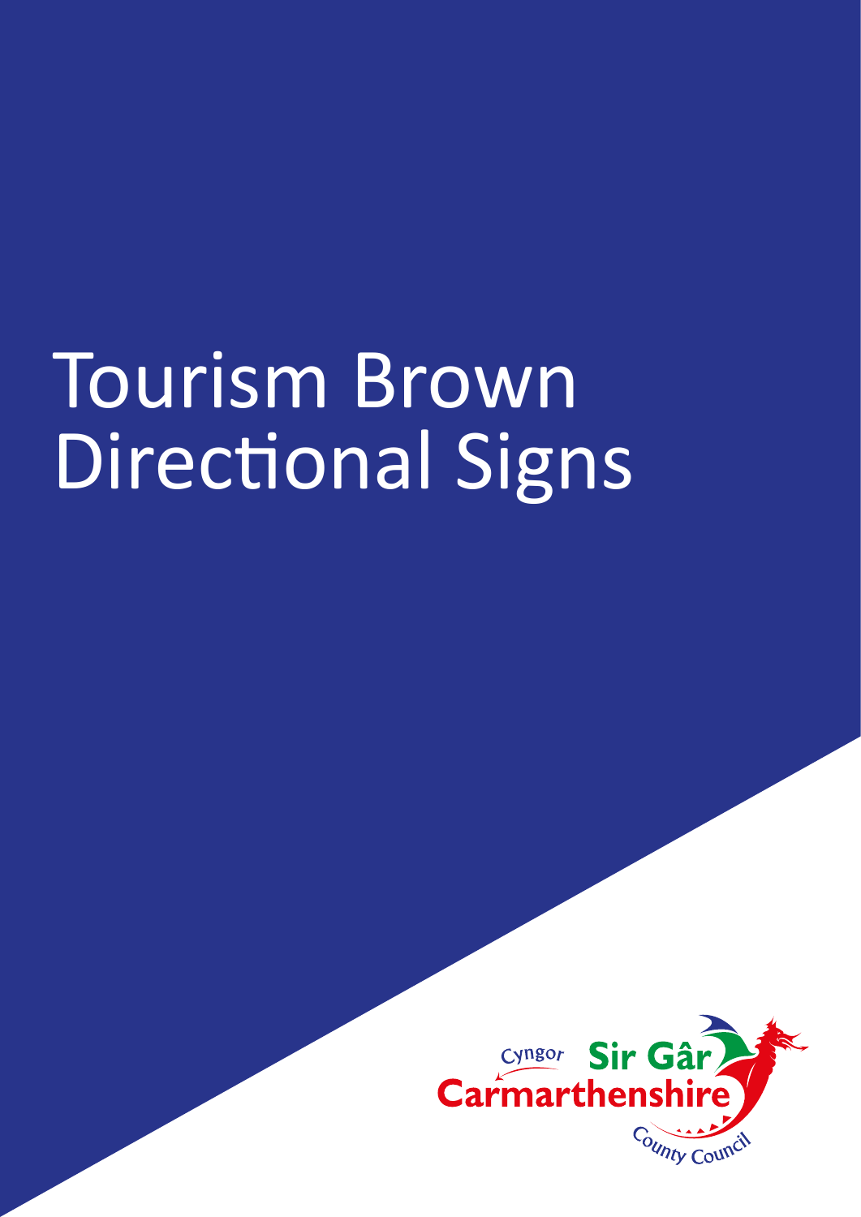# Tourism Brown Directional Signs

Cyngor Sir Gâr
Carmarthenshire County Council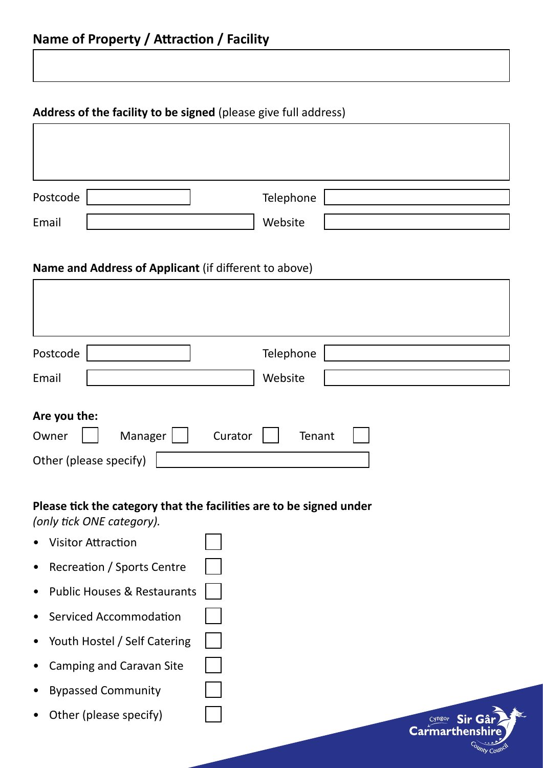## Name of Property / Attraction / Facility

**Address of the facility to be signed** (please give full address)

Postcode

Telephone

Email

Website

**Name and Address of Applicant** (if different to above)

Postcode

Telephone

Email

Website

**Are you the:**

Owner ☐ Manager ☐ Curator ☐ Tenant ☐

Other (please specify)

**Please tick the category that the facilities are to be signed under** *(only tick ONE category).*

- Visitor Attraction ☐
- Recreation / Sports Centre ☐
- Public Houses & Restaurants ☐
- Serviced Accommodation ☐
- Youth Hostel / Self Catering ☐
- Camping and Caravan Site ☐
- Bypassed Community ☐
- Other (please specify) ☐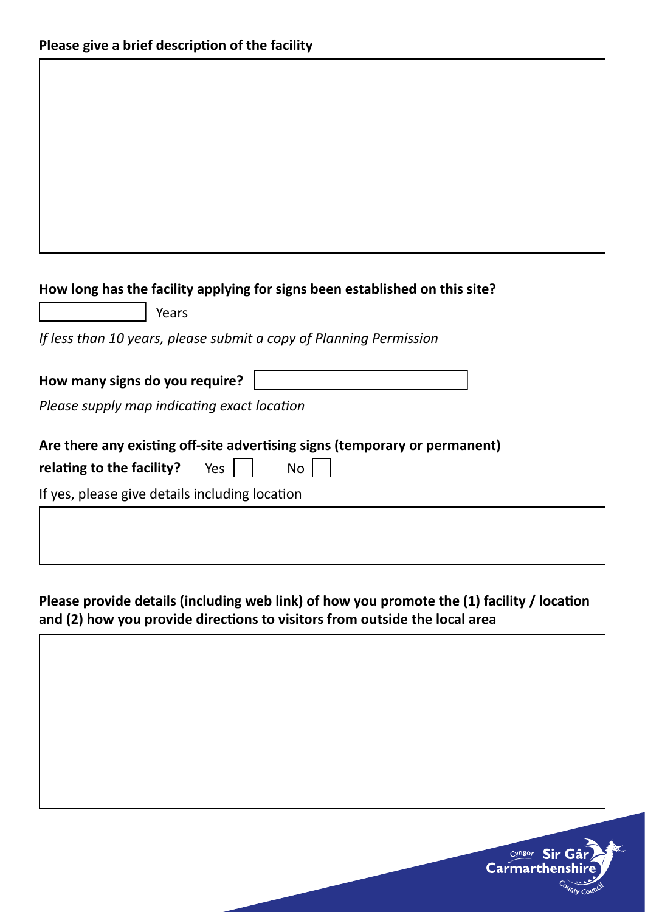**Please give a brief description of the facility**

**How long has the facility applying for signs been established on this site?**

Years

*If less than 10 years, please submit a copy of Planning Permission*

**How many signs do you require?**

*Please supply map indicating exact location*

**Are there any existing off-site advertising signs (temporary or permanent) relating to the facility?** Yes ☐ No ☐

If yes, please give details including location

**Please provide details (including web link) of how you promote the (1) facility / location and (2) how you provide directions to visitors from outside the local area**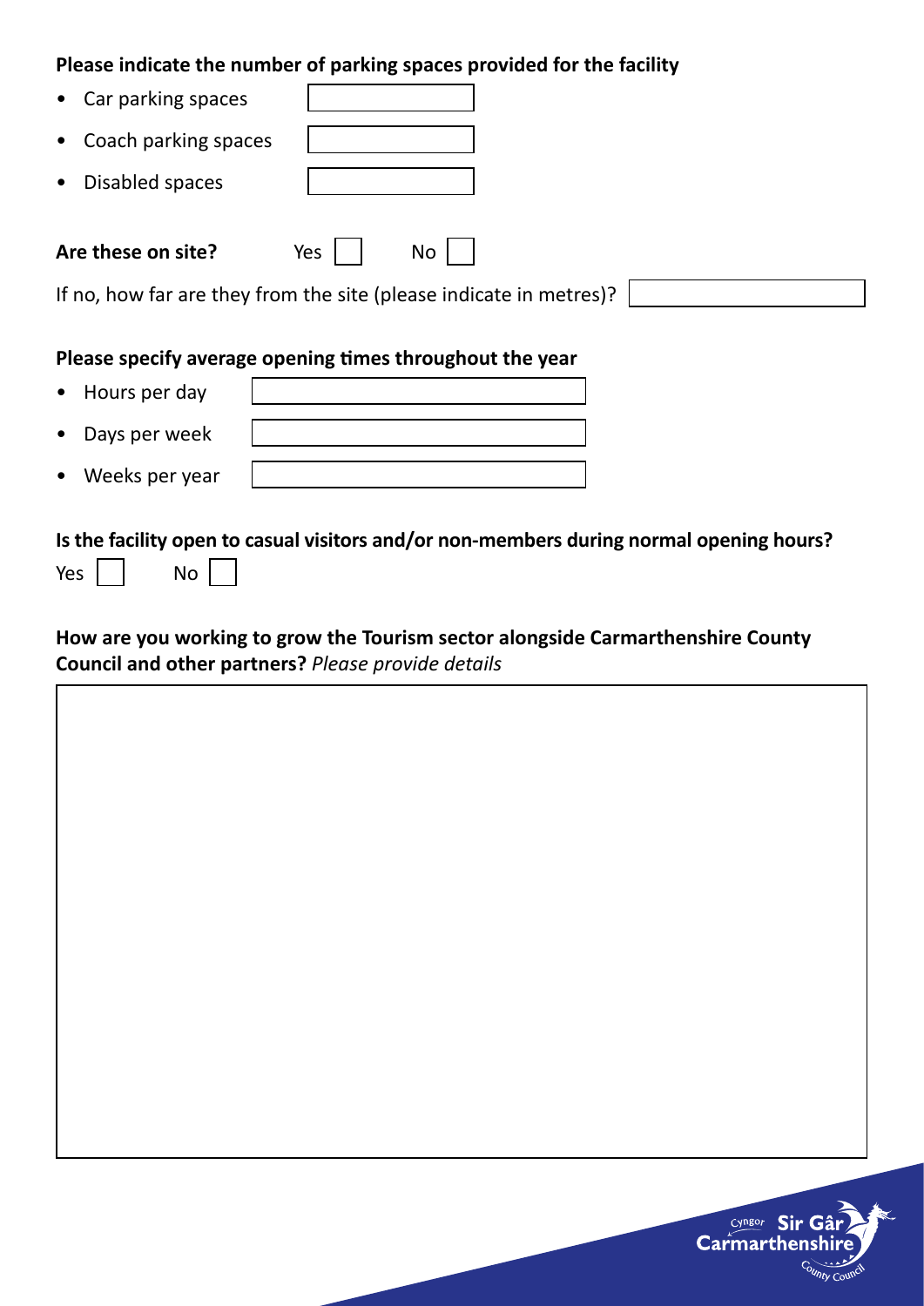**Please indicate the number of parking spaces provided for the facility**

- Car parking spaces
- Coach parking spaces
- Disabled spaces

**Are these on site?** Yes ☐ No ☐

If no, how far are they from the site (please indicate in metres)?

**Please specify average opening times throughout the year**

- Hours per day
- Days per week
- Weeks per year

**Is the facility open to casual visitors and/or non-members during normal opening hours?**

Yes ☐ No ☐

**How are you working to grow the Tourism sector alongside Carmarthenshire County Council and other partners?** *Please provide details*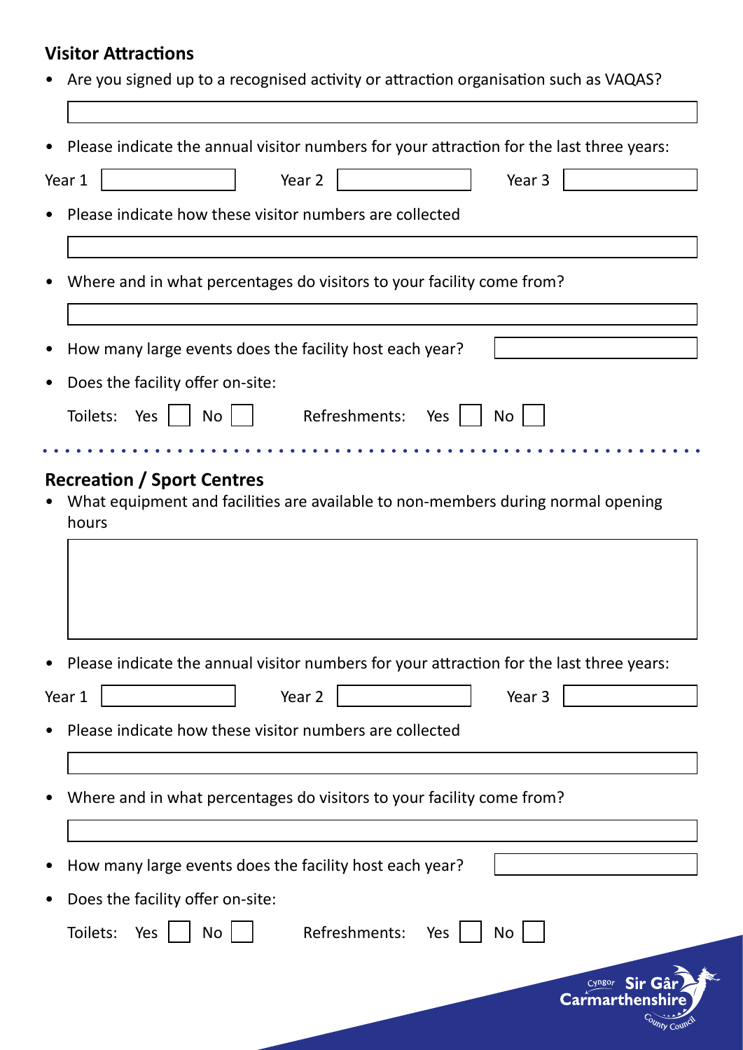### Visitor Attractions

- Are you signed up to a recognised activity or attraction organisation such as VAQAS?

- Please indicate the annual visitor numbers for your attraction for the last three years:

Year 1 Year 2 Year 3

- Please indicate how these visitor numbers are collected

- Where and in what percentages do visitors to your facility come from?

- How many large events does the facility host each year?

- Does the facility offer on-site:

Toilets: Yes ☐ No ☐ Refreshments: Yes ☐ No ☐

### Recreation / Sport Centres

- What equipment and facilities are available to non-members during normal opening hours

- Please indicate the annual visitor numbers for your attraction for the last three years:

Year 1 Year 2 Year 3

- Please indicate how these visitor numbers are collected

- Where and in what percentages do visitors to your facility come from?

- How many large events does the facility host each year?

- Does the facility offer on-site:

Toilets: Yes ☐ No ☐ Refreshments: Yes ☐ No ☐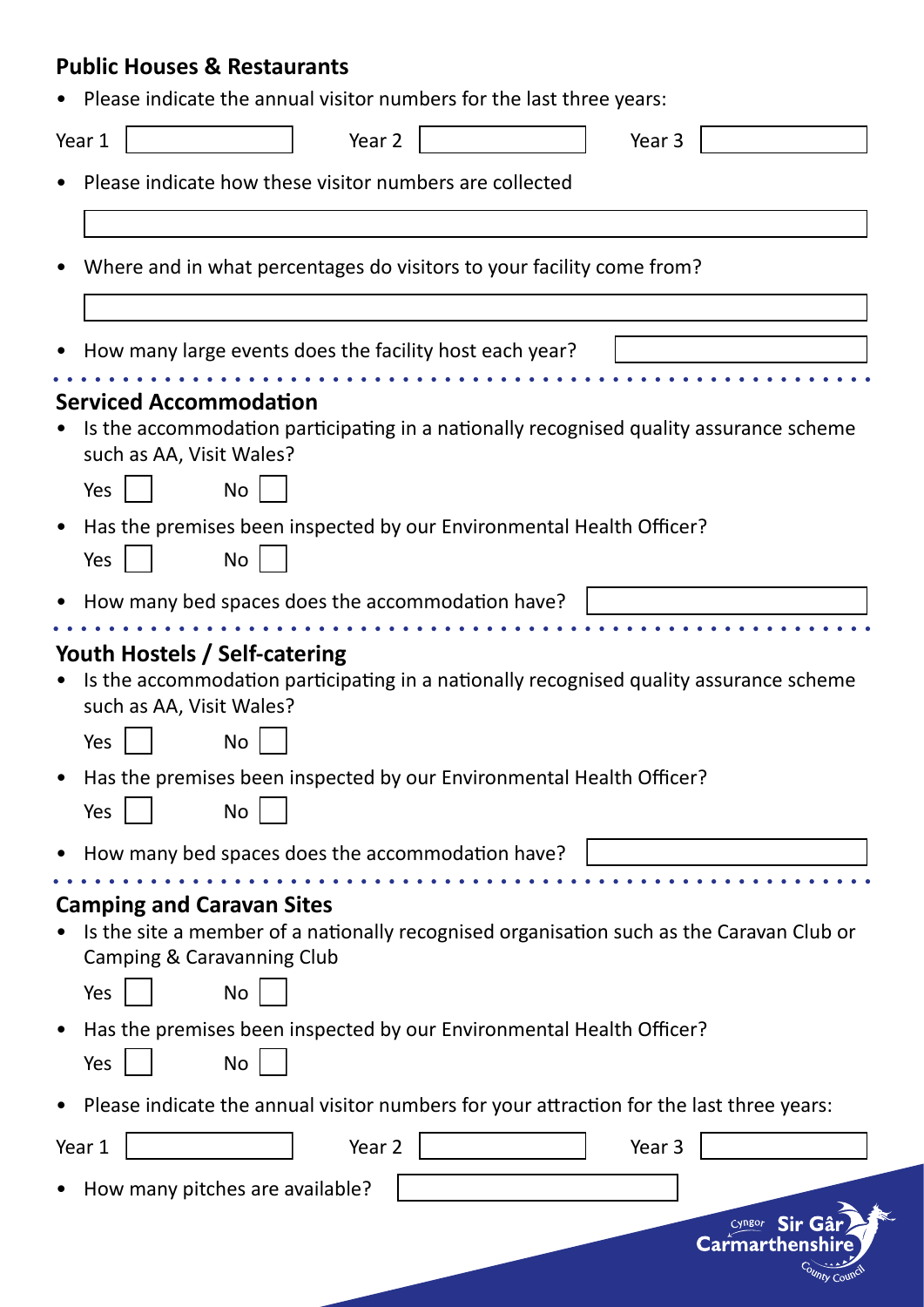## Public Houses & Restaurants

- Please indicate the annual visitor numbers for the last three years:

Year 1 ☐ Year 2 ☐ Year 3 ☐

- Please indicate how these visitor numbers are collected

- Where and in what percentages do visitors to your facility come from?

- How many large events does the facility host each year?

## Serviced Accommodation

- Is the accommodation participating in a nationally recognised quality assurance scheme such as AA, Visit Wales?

  Yes ☐ No ☐

- Has the premises been inspected by our Environmental Health Officer?

  Yes ☐ No ☐

- How many bed spaces does the accommodation have?

## Youth Hostels / Self-catering

- Is the accommodation participating in a nationally recognised quality assurance scheme such as AA, Visit Wales?

  Yes ☐ No ☐

- Has the premises been inspected by our Environmental Health Officer?

  Yes ☐ No ☐

- How many bed spaces does the accommodation have?

## Camping and Caravan Sites

- Is the site a member of a nationally recognised organisation such as the Caravan Club or Camping & Caravanning Club

  Yes ☐ No ☐

- Has the premises been inspected by our Environmental Health Officer?

  Yes ☐ No ☐

- Please indicate the annual visitor numbers for your attraction for the last three years:

Year 1 ☐ Year 2 ☐ Year 3 ☐

- How many pitches are available?

Cyngor Sir Gâr Carmarthenshire County Council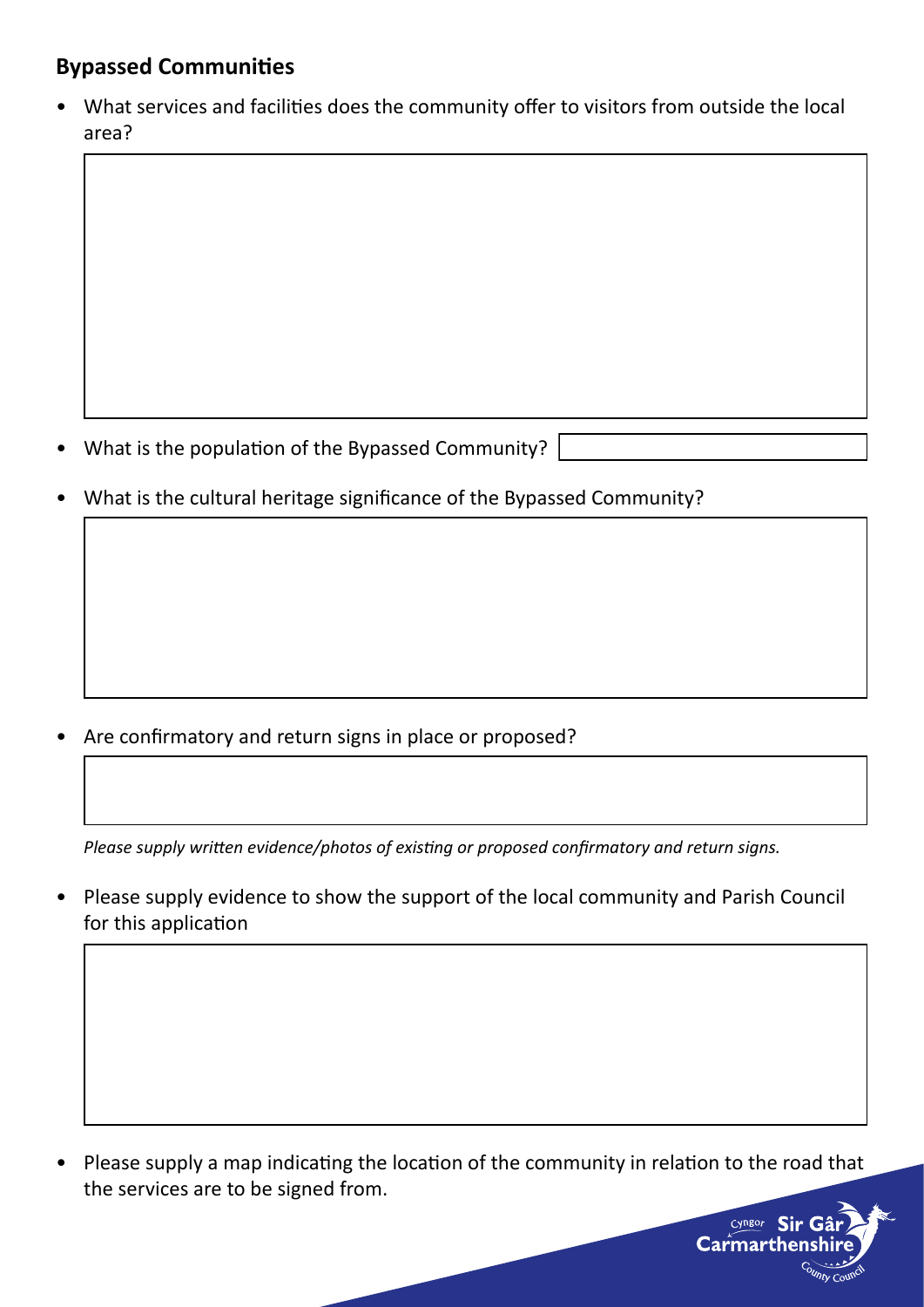## Bypassed Communities

- What services and facilities does the community offer to visitors from outside the local area?

- What is the population of the Bypassed Community?

- What is the cultural heritage significance of the Bypassed Community?

- Are confirmatory and return signs in place or proposed?

*Please supply written evidence/photos of existing or proposed confirmatory and return signs.*

- Please supply evidence to show the support of the local community and Parish Council for this application

- Please supply a map indicating the location of the community in relation to the road that the services are to be signed from.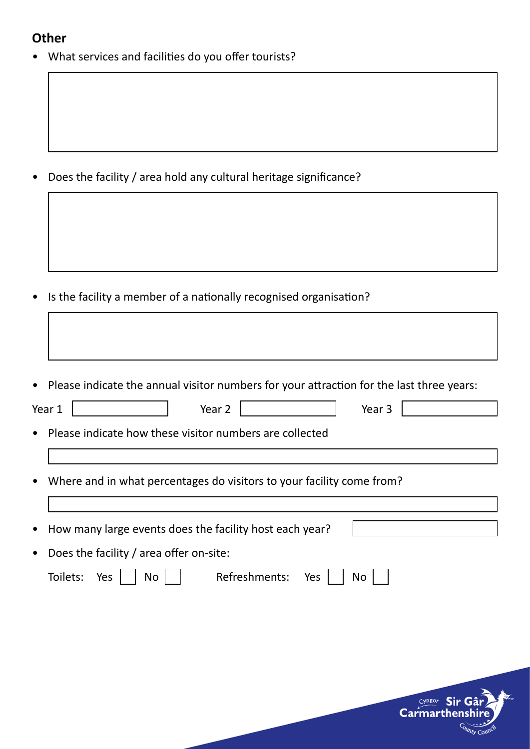## Other

- What services and facilities do you offer tourists?

- Does the facility / area hold any cultural heritage significance?

- Is the facility a member of a nationally recognised organisation?

- Please indicate the annual visitor numbers for your attraction for the last three years:

Year 1 ______ Year 2 ______ Year 3 ______

- Please indicate how these visitor numbers are collected

- Where and in what percentages do visitors to your facility come from?

- How many large events does the facility host each year?

- Does the facility / area offer on-site:

Toilets: Yes ☐ No ☐ Refreshments: Yes ☐ No ☐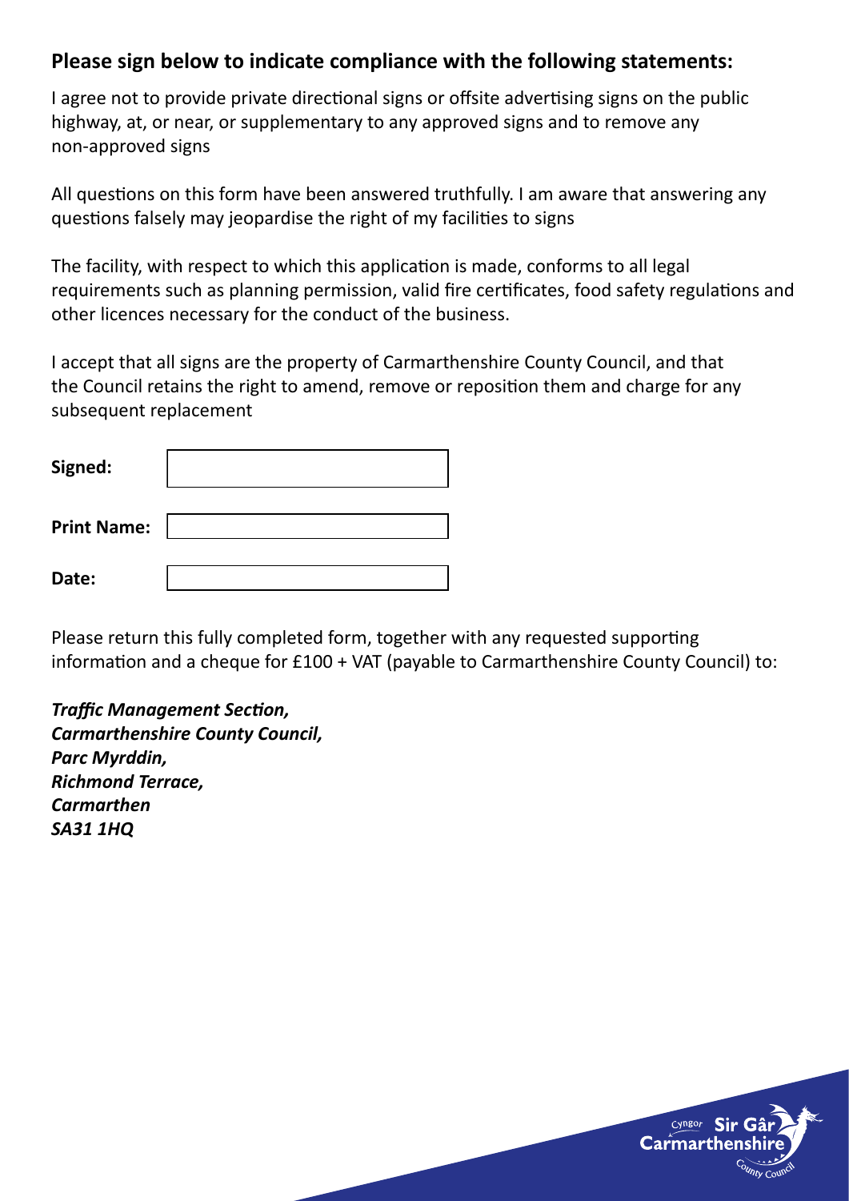## Please sign below to indicate compliance with the following statements:

I agree not to provide private directional signs or offsite advertising signs on the public highway, at, or near, or supplementary to any approved signs and to remove any non-approved signs

All questions on this form have been answered truthfully. I am aware that answering any questions falsely may jeopardise the right of my facilities to signs

The facility, with respect to which this application is made, conforms to all legal requirements such as planning permission, valid fire certificates, food safety regulations and other licences necessary for the conduct of the business.

I accept that all signs are the property of Carmarthenshire County Council, and that the Council retains the right to amend, remove or reposition them and charge for any subsequent replacement

| | |
|---|---|
| **Signed:** | |
| **Print Name:** | |
| **Date:** | |

Please return this fully completed form, together with any requested supporting information and a cheque for £100 + VAT (payable to Carmarthenshire County Council) to:

***Traffic Management Section,***
***Carmarthenshire County Council,***
***Parc Myrddin,***
***Richmond Terrace,***
***Carmarthen***
***SA31 1HQ***

Cyngor Sir Gâr
Carmarthenshire County Council